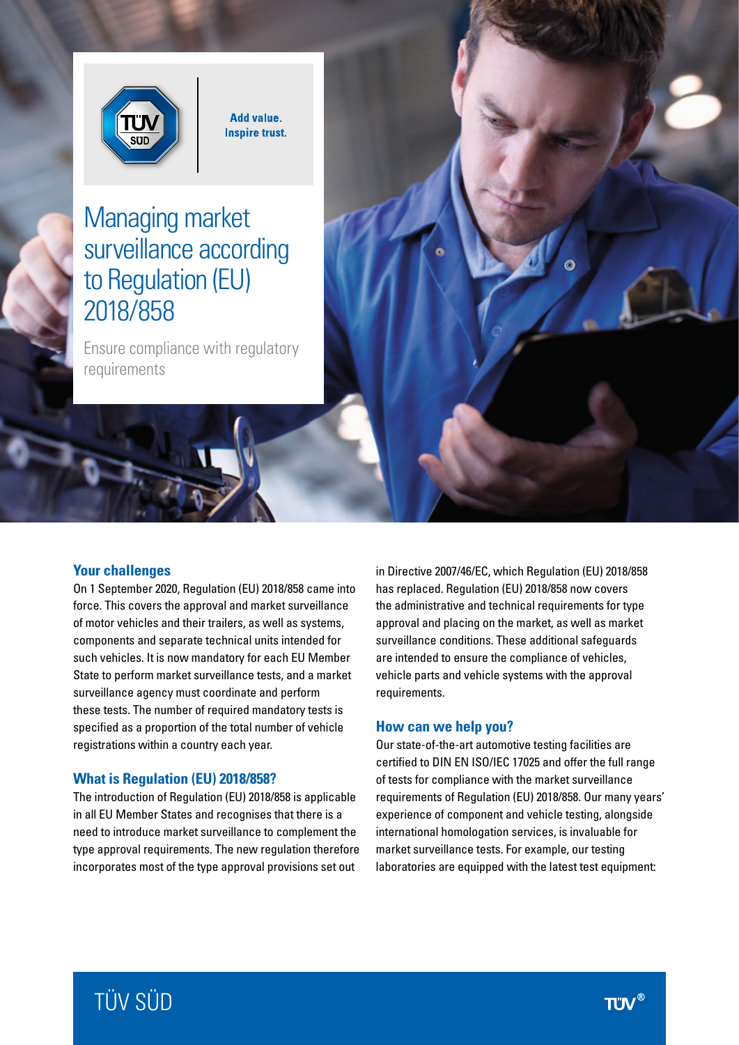Add value.
Inspire trust.

# Managing market surveillance according to Regulation (EU) 2018/858

Ensure compliance with regulatory requirements

## Your challenges

On 1 September 2020, Regulation (EU) 2018/858 came into force. This covers the approval and market surveillance of motor vehicles and their trailers, as well as systems, components and separate technical units intended for such vehicles. It is now mandatory for each EU Member State to perform market surveillance tests, and a market surveillance agency must coordinate and perform these tests. The number of required mandatory tests is specified as a proportion of the total number of vehicle registrations within a country each year.

## What is Regulation (EU) 2018/858?

The introduction of Regulation (EU) 2018/858 is applicable in all EU Member States and recognises that there is a need to introduce market surveillance to complement the type approval requirements. The new regulation therefore incorporates most of the type approval provisions set out in Directive 2007/46/EC, which Regulation (EU) 2018/858 has replaced. Regulation (EU) 2018/858 now covers the administrative and technical requirements for type approval and placing on the market, as well as market surveillance conditions. These additional safeguards are intended to ensure the compliance of vehicles, vehicle parts and vehicle systems with the approval requirements.

## How can we help you?

Our state-of-the-art automotive testing facilities are certified to DIN EN ISO/IEC 17025 and offer the full range of tests for compliance with the market surveillance requirements of Regulation (EU) 2018/858. Our many years' experience of component and vehicle testing, alongside international homologation services, is invaluable for market surveillance tests. For example, our testing laboratories are equipped with the latest test equipment: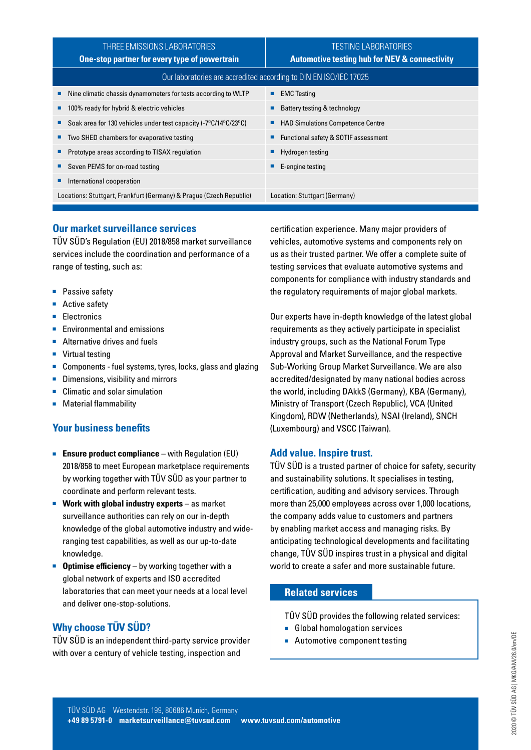| THREE EMISSIONS LABORATORIES **One-stop partner for every type of powertrain** | TESTING LABORATORIES **Automotive testing hub for NEV & connectivity** |
|---|---|
| Our laboratories are accredited according to DIN EN ISO/IEC 17025 | |
| ▪ Nine climatic chassis dynamometers for tests according to WLTP | ▪ EMC Testing |
| ▪ 100% ready for hybrid & electric vehicles | ▪ Battery testing & technology |
| ▪ Soak area for 130 vehicles under test capacity (-7°C/14°C/23°C) | ▪ HAD Simulations Competence Centre |
| ▪ Two SHED chambers for evaporative testing | ▪ Functional safety & SOTIF assessment |
| ▪ Prototype areas according to TISAX regulation | ▪ Hydrogen testing |
| ▪ Seven PEMS for on-road testing | ▪ E-engine testing |
| ▪ International cooperation | |
| Locations: Stuttgart, Frankfurt (Germany) & Prague (Czech Republic) | Location: Stuttgart (Germany) |

## Our market surveillance services

TÜV SÜD's Regulation (EU) 2018/858 market surveillance services include the coordination and performance of a range of testing, such as:

- Passive safety
- Active safety
- Electronics
- Environmental and emissions
- Alternative drives and fuels
- Virtual testing
- Components - fuel systems, tyres, locks, glass and glazing
- Dimensions, visibility and mirrors
- Climatic and solar simulation
- Material flammability

## Your business benefits

- **Ensure product compliance** – with Regulation (EU) 2018/858 to meet European marketplace requirements by working together with TÜV SÜD as your partner to coordinate and perform relevant tests.
- **Work with global industry experts** – as market surveillance authorities can rely on our in-depth knowledge of the global automotive industry and wide-ranging test capabilities, as well as our up-to-date knowledge.
- **Optimise efficiency** – by working together with a global network of experts and ISO accredited laboratories that can meet your needs at a local level and deliver one-stop-solutions.

## Why choose TÜV SÜD?

TÜV SÜD is an independent third-party service provider with over a century of vehicle testing, inspection and certification experience. Many major providers of vehicles, automotive systems and components rely on us as their trusted partner. We offer a complete suite of testing services that evaluate automotive systems and components for compliance with industry standards and the regulatory requirements of major global markets.

Our experts have in-depth knowledge of the latest global requirements as they actively participate in specialist industry groups, such as the National Forum Type Approval and Market Surveillance, and the respective Sub-Working Group Market Surveillance. We are also accredited/designated by many national bodies across the world, including DAkkS (Germany), KBA (Germany), Ministry of Transport (Czech Republic), VCA (United Kingdom), RDW (Netherlands), NSAI (Ireland), SNCH (Luxembourg) and VSCC (Taiwan).

## Add value. Inspire trust.

TÜV SÜD is a trusted partner of choice for safety, security and sustainability solutions. It specialises in testing, certification, auditing and advisory services. Through more than 25,000 employees across over 1,000 locations, the company adds value to customers and partners by enabling market access and managing risks. By anticipating technological developments and facilitating change, TÜV SÜD inspires trust in a physical and digital world to create a safer and more sustainable future.

## Related services

TÜV SÜD provides the following related services:

- Global homologation services
- Automotive component testing

TÜV SÜD AG Westendstr. 199, 80686 Munich, Germany
**+49 89 5791-0 marketsurveillance@tuvsud.com www.tuvsud.com/automotive**

2020 © TÜV SÜD AG | MKG/AM/26.0/en/DE